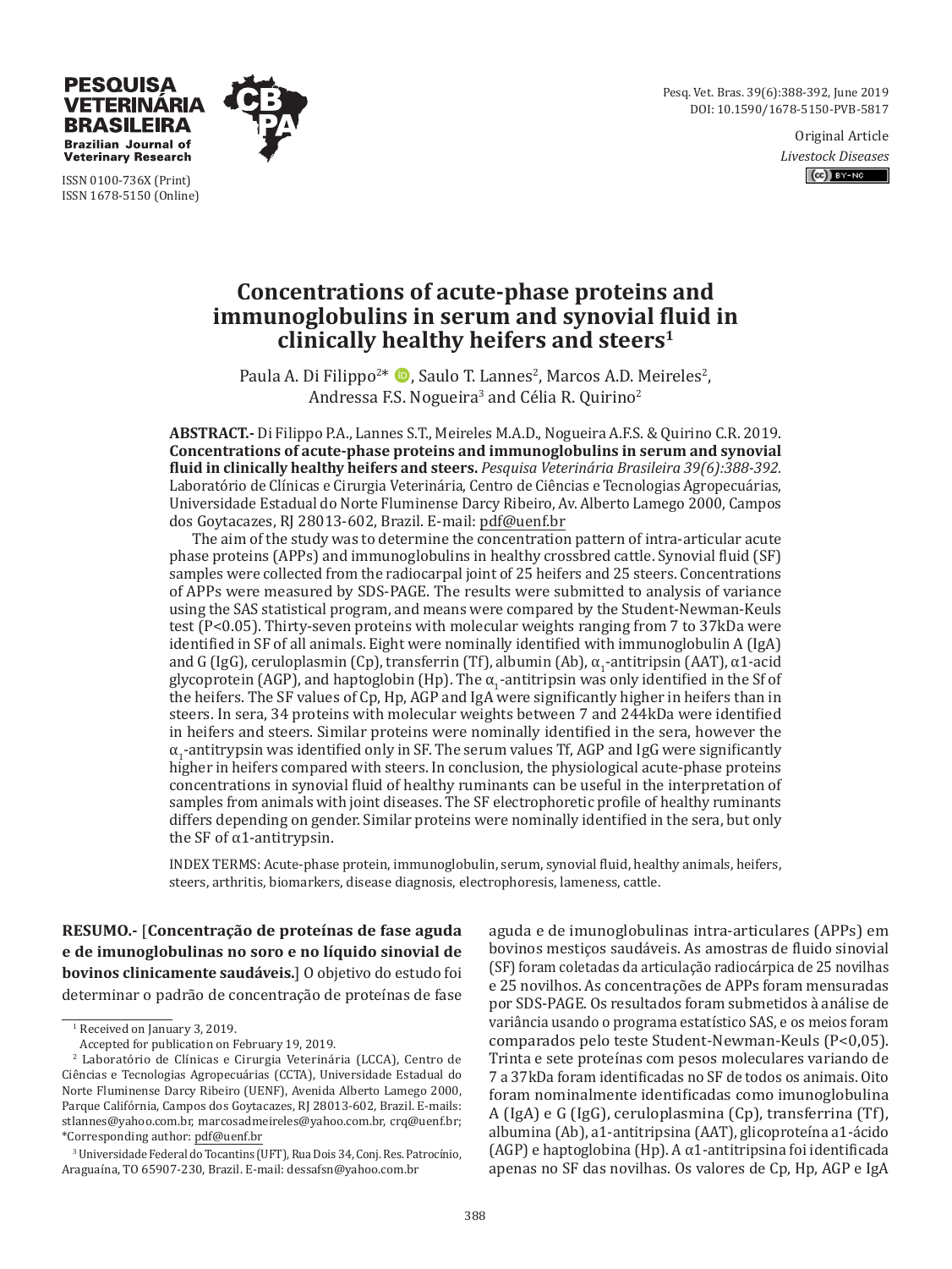Original Article
*Livestock Diseases*

# Concentrations of acute-phase proteins and immunoglobulins in serum and synovial fluid in clinically healthy heifers and steers[1]

Paula A. Di Filippo[2]*, Saulo T. Lannes[2], Marcos A.D. Meireles[2], Andressa F.S. Nogueira[3] and Célia R. Quirino[2]

**ABSTRACT.-** Di Filippo P.A., Lannes S.T., Meireles M.A.D., Nogueira A.F.S. & Quirino C.R. 2019. **Concentrations of acute-phase proteins and immunoglobulins in serum and synovial fluid in clinically healthy heifers and steers.** *Pesquisa Veterinária Brasileira 39(6):388-392.* Laboratório de Clínicas e Cirurgia Veterinária, Centro de Ciências e Tecnologias Agropecuárias, Universidade Estadual do Norte Fluminense Darcy Ribeiro, Av. Alberto Lamego 2000, Campos dos Goytacazes, RJ 28013-602, Brazil. E-mail: pdf@uenf.br

The aim of the study was to determine the concentration pattern of intra-articular acute phase proteins (APPs) and immunoglobulins in healthy crossbred cattle. Synovial fluid (SF) samples were collected from the radiocarpal joint of 25 heifers and 25 steers. Concentrations of APPs were measured by SDS-PAGE. The results were submitted to analysis of variance using the SAS statistical program, and means were compared by the Student-Newman-Keuls test (P<0.05). Thirty-seven proteins with molecular weights ranging from 7 to 37kDa were identified in SF of all animals. Eight were nominally identified with immunoglobulin A (IgA) and G (IgG), ceruloplasmin (Cp), transferrin (Tf), albumin (Ab), $\alpha_1$-antitripsin (AAT), α1-acid glycoprotein (AGP), and haptoglobin (Hp). The $\alpha_1$-antitripsin was only identified in the Sf of the heifers. The SF values of Cp, Hp, AGP and IgA were significantly higher in heifers than in steers. In sera, 34 proteins with molecular weights between 7 and 244kDa were identified in heifers and steers. Similar proteins were nominally identified in the sera, however the $\alpha_1$-antitrypsin was identified only in SF. The serum values Tf, AGP and IgG were significantly higher in heifers compared with steers. In conclusion, the physiological acute-phase proteins concentrations in synovial fluid of healthy ruminants can be useful in the interpretation of samples from animals with joint diseases. The SF electrophoretic profile of healthy ruminants differs depending on gender. Similar proteins were nominally identified in the sera, but only the SF of α1-antitrypsin.

INDEX TERMS: Acute-phase protein, immunoglobulin, serum, synovial fluid, healthy animals, heifers, steers, arthritis, biomarkers, disease diagnosis, electrophoresis, lameness, cattle.

**RESUMO.-** [**Concentração de proteínas de fase aguda e de imunoglobulinas no soro e no líquido sinovial de bovinos clinicamente saudáveis.**] O objetivo do estudo foi determinar o padrão de concentração de proteínas de fase aguda e de imunoglobulinas intra-articulares (APPs) em bovinos mestiços saudáveis. As amostras de fluido sinovial (SF) foram coletadas da articulação radiocárpica de 25 novilhas e 25 novilhos. As concentrações de APPs foram mensuradas por SDS-PAGE. Os resultados foram submetidos à análise de variância usando o programa estatístico SAS, e os meios foram comparados pelo teste Student-Newman-Keuls (P<0,05). Trinta e sete proteínas com pesos moleculares variando de 7 a 37kDa foram identificadas no SF de todos os animais. Oito foram nominalmente identificadas como imunoglobulina A (IgA) e G (IgG), ceruloplasmina (Cp), transferrina (Tf), albumina (Ab), a1-antitripsina (AAT), glicoproteína a1-ácido (AGP) e haptoglobina (Hp). A α1-antitripsina foi identificada apenas no SF das novilhas. Os valores de Cp, Hp, AGP e IgA

[1] Received on January 3, 2019.
Accepted for publication on February 19, 2019.

[2] Laboratório de Clínicas e Cirurgia Veterinária (LCCA), Centro de Ciências e Tecnologias Agropecuárias (CCTA), Universidade Estadual do Norte Fluminense Darcy Ribeiro (UENF), Avenida Alberto Lamego 2000, Parque Califórnia, Campos dos Goytacazes, RJ 28013-602, Brazil. E-mails: stlannes@yahoo.com.br, marcosadmeireles@yahoo.com.br, crq@uenf.br; *Corresponding author: pdf@uenf.br

[3] Universidade Federal do Tocantins (UFT), Rua Dois 34, Conj. Res. Patrocínio, Araguaína, TO 65907-230, Brazil. E-mail: dessafsn@yahoo.com.br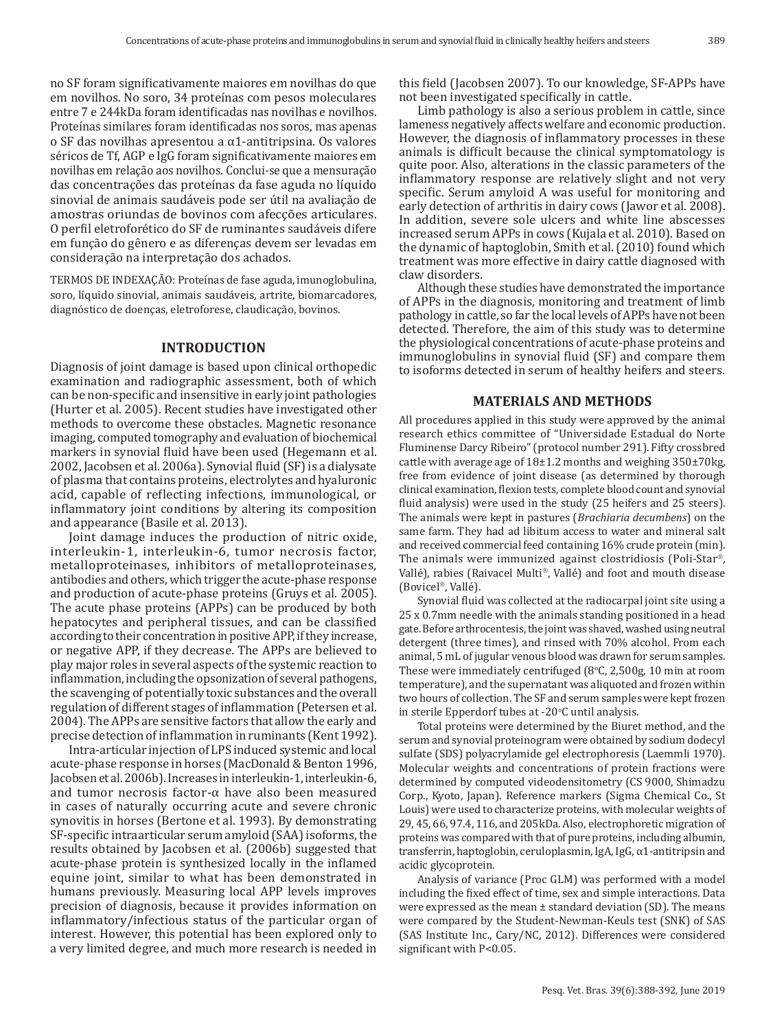no SF foram significativamente maiores em novilhas do que em novilhos. No soro, 34 proteínas com pesos moleculares entre 7 e 244kDa foram identificadas nas novilhas e novilhos. Proteínas similares foram identificadas nos soros, mas apenas o SF das novilhas apresentou a α1-antitripsina. Os valores séricos de Tf, AGP e IgG foram significativamente maiores em novilhas em relação aos novilhos. Conclui-se que a mensuração das concentrações das proteínas da fase aguda no líquido sinovial de animais saudáveis pode ser útil na avaliação de amostras oriundas de bovinos com afecções articulares. O perfil eletroforético do SF de ruminantes saudáveis difere em função do gênero e as diferenças devem ser levadas em consideração na interpretação dos achados.

TERMOS DE INDEXAÇÃO: Proteínas de fase aguda, imunoglobulina, soro, líquido sinovial, animais saudáveis, artrite, biomarcadores, diagnóstico de doenças, eletroforese, claudicação, bovinos.

## INTRODUCTION

Diagnosis of joint damage is based upon clinical orthopedic examination and radiographic assessment, both of which can be non-specific and insensitive in early joint pathologies (Hurter et al. 2005). Recent studies have investigated other methods to overcome these obstacles. Magnetic resonance imaging, computed tomography and evaluation of biochemical markers in synovial fluid have been used (Hegemann et al. 2002, Jacobsen et al. 2006a). Synovial fluid (SF) is a dialysate of plasma that contains proteins, electrolytes and hyaluronic acid, capable of reflecting infections, immunological, or inflammatory joint conditions by altering its composition and appearance (Basile et al. 2013).

Joint damage induces the production of nitric oxide, interleukin-1, interleukin-6, tumor necrosis factor, metalloproteinases, inhibitors of metalloproteinases, antibodies and others, which trigger the acute-phase response and production of acute-phase proteins (Gruys et al. 2005). The acute phase proteins (APPs) can be produced by both hepatocytes and peripheral tissues, and can be classified according to their concentration in positive APP, if they increase, or negative APP, if they decrease. The APPs are believed to play major roles in several aspects of the systemic reaction to inflammation, including the opsonization of several pathogens, the scavenging of potentially toxic substances and the overall regulation of different stages of inflammation (Petersen et al. 2004). The APPs are sensitive factors that allow the early and precise detection of inflammation in ruminants (Kent 1992).

Intra-articular injection of LPS induced systemic and local acute-phase response in horses (MacDonald & Benton 1996, Jacobsen et al. 2006b). Increases in interleukin-1, interleukin-6, and tumor necrosis factor-α have also been measured in cases of naturally occurring acute and severe chronic synovitis in horses (Bertone et al. 1993). By demonstrating SF-specific intraarticular serum amyloid (SAA) isoforms, the results obtained by Jacobsen et al. (2006b) suggested that acute-phase protein is synthesized locally in the inflamed equine joint, similar to what has been demonstrated in humans previously. Measuring local APP levels improves precision of diagnosis, because it provides information on inflammatory/infectious status of the particular organ of interest. However, this potential has been explored only to a very limited degree, and much more research is needed in this field (Jacobsen 2007). To our knowledge, SF-APPs have not been investigated specifically in cattle.

Limb pathology is also a serious problem in cattle, since lameness negatively affects welfare and economic production. However, the diagnosis of inflammatory processes in these animals is difficult because the clinical symptomatology is quite poor. Also, alterations in the classic parameters of the inflammatory response are relatively slight and not very specific. Serum amyloid A was useful for monitoring and early detection of arthritis in dairy cows (Jawor et al. 2008). In addition, severe sole ulcers and white line abscesses increased serum APPs in cows (Kujala et al. 2010). Based on the dynamic of haptoglobin, Smith et al. (2010) found which treatment was more effective in dairy cattle diagnosed with claw disorders.

Although these studies have demonstrated the importance of APPs in the diagnosis, monitoring and treatment of limb pathology in cattle, so far the local levels of APPs have not been detected. Therefore, the aim of this study was to determine the physiological concentrations of acute-phase proteins and immunoglobulins in synovial fluid (SF) and compare them to isoforms detected in serum of healthy heifers and steers.

## MATERIALS AND METHODS

All procedures applied in this study were approved by the animal research ethics committee of "Universidade Estadual do Norte Fluminense Darcy Ribeiro" (protocol number 291). Fifty crossbred cattle with average age of 18±1.2 months and weighing 350±70kg, free from evidence of joint disease (as determined by thorough clinical examination, flexion tests, complete blood count and synovial fluid analysis) were used in the study (25 heifers and 25 steers). The animals were kept in pastures (*Brachiaria decumbens*) on the same farm. They had ad libitum access to water and mineral salt and received commercial feed containing 16% crude protein (min). The animals were immunized against clostridiosis (Poli-Star®, Vallé), rabies (Raivacel Multi®, Vallé) and foot and mouth disease (Bovicel®, Vallé).

Synovial fluid was collected at the radiocarpal joint site using a 25 x 0.7mm needle with the animals standing positioned in a head gate. Before arthrocentesis, the joint was shaved, washed using neutral detergent (three times), and rinsed with 70% alcohol. From each animal, 5 mL of jugular venous blood was drawn for serum samples. These were immediately centrifuged (8°C, 2,500g, 10 min at room temperature), and the supernatant was aliquoted and frozen within two hours of collection. The SF and serum samples were kept frozen in sterile Epperdorf tubes at -20°C until analysis.

Total proteins were determined by the Biuret method, and the serum and synovial proteinogram were obtained by sodium dodecyl sulfate (SDS) polyacrylamide gel electrophoresis (Laemmli 1970). Molecular weights and concentrations of protein fractions were determined by computed videodensitometry (CS 9000, Shimadzu Corp., Kyoto, Japan). Reference markers (Sigma Chemical Co., St Louis) were used to characterize proteins, with molecular weights of 29, 45, 66, 97.4, 116, and 205kDa. Also, electrophoretic migration of proteins was compared with that of pure proteins, including albumin, transferrin, haptoglobin, ceruloplasmin, IgA, IgG, α1-antitripsin and acidic glycoprotein.

Analysis of variance (Proc GLM) was performed with a model including the fixed effect of time, sex and simple interactions. Data were expressed as the mean ± standard deviation (SD). The means were compared by the Student-Newman-Keuls test (SNK) of SAS (SAS Institute Inc., Cary/NC, 2012). Differences were considered significant with $P<0.05$.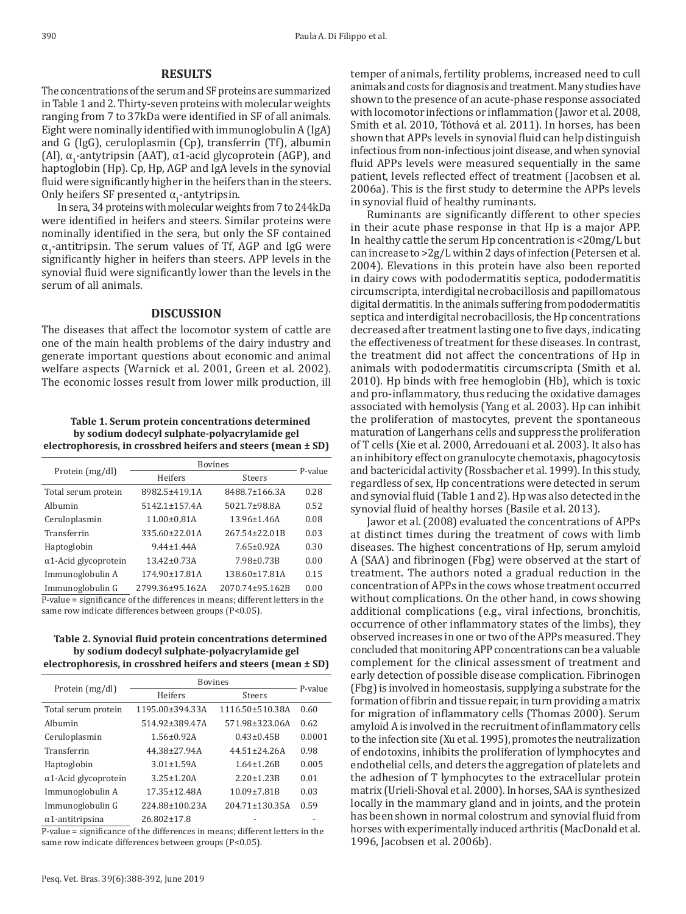## RESULTS

The concentrations of the serum and SF proteins are summarized in Table 1 and 2. Thirty-seven proteins with molecular weights ranging from 7 to 37kDa were identified in SF of all animals. Eight were nominally identified with immunoglobulin A (IgA) and G (IgG), ceruloplasmin (Cp), transferrin (Tf), albumin (Al), $\alpha_1$-antytripsin (AAT), α1-acid glycoprotein (AGP), and haptoglobin (Hp). Cp, Hp, AGP and IgA levels in the synovial fluid were significantly higher in the heifers than in the steers. Only heifers SF presented $\alpha_1$-antytripsin.

In sera, 34 proteins with molecular weights from 7 to 244kDa were identified in heifers and steers. Similar proteins were nominally identified in the sera, but only the SF contained $\alpha_1$-antitripsin. The serum values of Tf, AGP and IgG were significantly higher in heifers than steers. APP levels in the synovial fluid were significantly lower than the levels in the serum of all animals.

## DISCUSSION

The diseases that affect the locomotor system of cattle are one of the main health problems of the dairy industry and generate important questions about economic and animal welfare aspects (Warnick et al. 2001, Green et al. 2002). The economic losses result from lower milk production, ill temper of animals, fertility problems, increased need to cull animals and costs for diagnosis and treatment. Many studies have shown to the presence of an acute-phase response associated with locomotor infections or inflammation (Jawor et al. 2008, Smith et al. 2010, Tóthová et al. 2011). In horses, has been shown that APPs levels in synovial fluid can help distinguish infectious from non-infectious joint disease, and when synovial fluid APPs levels were measured sequentially in the same patient, levels reflected effect of treatment (Jacobsen et al. 2006a). This is the first study to determine the APPs levels in synovial fluid of healthy ruminants.

Ruminants are significantly different to other species in their acute phase response in that Hp is a major APP. In healthy cattle the serum Hp concentration is <20mg/L but can increase to >2g/L within 2 days of infection (Petersen et al. 2004). Elevations in this protein have also been reported in dairy cows with pododermatitis septica, pododermatitis circumscripta, interdigital necrobacillosis and papillomatous digital dermatitis. In the animals suffering from pododermatitis septica and interdigital necrobacillosis, the Hp concentrations decreased after treatment lasting one to five days, indicating the effectiveness of treatment for these diseases. In contrast, the treatment did not affect the concentrations of Hp in animals with pododermatitis circumscripta (Smith et al. 2010). Hp binds with free hemoglobin (Hb), which is toxic and pro-inflammatory, thus reducing the oxidative damages associated with hemolysis (Yang et al. 2003). Hp can inhibit the proliferation of mastocytes, prevent the spontaneous maturation of Langerhans cells and suppress the proliferation of T cells (Xie et al. 2000, Arredouani et al. 2003). It also has an inhibitory effect on granulocyte chemotaxis, phagocytosis and bactericidal activity (Rossbacher et al. 1999). In this study, regardless of sex, Hp concentrations were detected in serum and synovial fluid (Table 1 and 2). Hp was also detected in the synovial fluid of healthy horses (Basile et al. 2013).

Jawor et al. (2008) evaluated the concentrations of APPs at distinct times during the treatment of cows with limb diseases. The highest concentrations of Hp, serum amyloid A (SAA) and fibrinogen (Fbg) were observed at the start of treatment. The authors noted a gradual reduction in the concentration of APPs in the cows whose treatment occurred without complications. On the other hand, in cows showing additional complications (e.g., viral infections, bronchitis, occurrence of other inflammatory states of the limbs), they observed increases in one or two of the APPs measured. They concluded that monitoring APP concentrations can be a valuable complement for the clinical assessment of treatment and early detection of possible disease complication. Fibrinogen (Fbg) is involved in homeostasis, supplying a substrate for the formation of fibrin and tissue repair, in turn providing a matrix for migration of inflammatory cells (Thomas 2000). Serum amyloid A is involved in the recruitment of inflammatory cells to the infection site (Xu et al. 1995), promotes the neutralization of endotoxins, inhibits the proliferation of lymphocytes and endothelial cells, and deters the aggregation of platelets and the adhesion of T lymphocytes to the extracellular protein matrix (Urieli-Shoval et al. 2000). In horses, SAA is synthesized locally in the mammary gland and in joints, and the protein has been shown in normal colostrum and synovial fluid from horses with experimentally induced arthritis (MacDonald et al. 1996, Jacobsen et al. 2006b).

**Table 1. Serum protein concentrations determined by sodium dodecyl sulphate-polyacrylamide gel electrophoresis, in crossbred heifers and steers (mean ± SD)**

| Protein (mg/dl) | Bovines | | P-value |
|---|---|---|---|
| | Heifers | Steers | |
| Total serum protein | 8982.5±419.1A | 8488.7±166.3A | 0.28 |
| Albumin | 5142.1±157.4A | 5021.7±98.8A | 0.52 |
| Ceruloplasmin | 11.00±0,81A | 13.96±1.46A | 0.08 |
| Transferrin | 335.60±22.01A | 267.54±22.01B | 0.03 |
| Haptoglobin | 9.44±1.44A | 7.65±0.92A | 0.30 |
| α1-Acid glycoprotein | 13.42±0.73A | 7.98±0.73B | 0.00 |
| Immunoglobulin A | 174.90±17.81A | 138.60±17.81A | 0.15 |
| Immunoglobulin G | 2799.36±95.162A | 2070.74±95.162B | 0.00 |

P-value = significance of the differences in means; different letters in the same row indicate differences between groups (P<0.05).

**Table 2. Synovial fluid protein concentrations determined by sodium dodecyl sulphate-polyacrylamide gel electrophoresis, in crossbred heifers and steers (mean ± SD)**

| Protein (mg/dl) | Bovines | | P-value |
|---|---|---|---|
| | Heifers | Steers | |
| Total serum protein | 1195.00±394.33A | 1116.50±510.38A | 0.60 |
| Albumin | 514.92±389.47A | 571.98±323.06A | 0.62 |
| Ceruloplasmin | 1.56±0.92A | 0.43±0.45B | 0.0001 |
| Transferrin | 44.38±27.94A | 44.51±24.26A | 0.98 |
| Haptoglobin | 3.01±1.59A | 1.64±1.26B | 0.005 |
| α1-Acid glycoprotein | 3.25±1.20A | 2.20±1.23B | 0.01 |
| Immunoglobulin A | 17.35±12.48A | 10.09±7.81B | 0.03 |
| Immunoglobulin G | 224.88±100.23A | 204.71±130.35A | 0.59 |
| α1-antitripsina | 26.802±17.8 | - | - |

P-value = significance of the differences in means; different letters in the same row indicate differences between groups (P<0.05).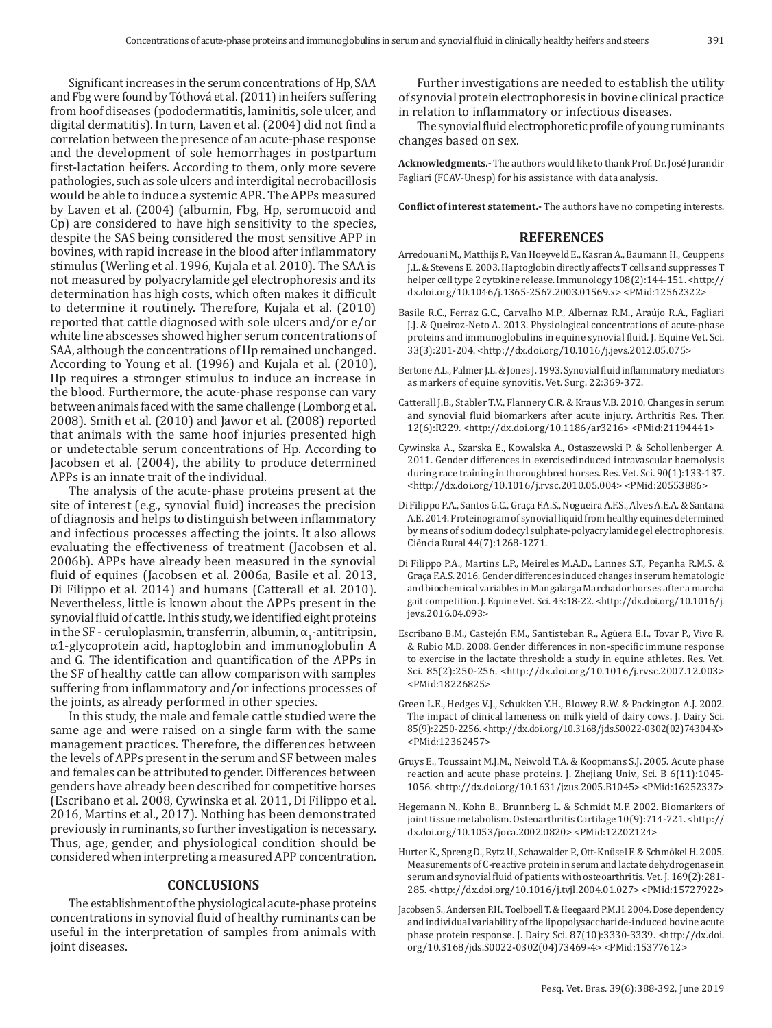Significant increases in the serum concentrations of Hp, SAA and Fbg were found by Tóthová et al. (2011) in heifers suffering from hoof diseases (pododermatitis, laminitis, sole ulcer, and digital dermatitis). In turn, Laven et al. (2004) did not find a correlation between the presence of an acute-phase response and the development of sole hemorrhages in postpartum first-lactation heifers. According to them, only more severe pathologies, such as sole ulcers and interdigital necrobacillosis would be able to induce a systemic APR. The APPs measured by Laven et al. (2004) (albumin, Fbg, Hp, seromucoid and Cp) are considered to have high sensitivity to the species, despite the SAS being considered the most sensitive APP in bovines, with rapid increase in the blood after inflammatory stimulus (Werling et al. 1996, Kujala et al. 2010). The SAA is not measured by polyacrylamide gel electrophoresis and its determination has high costs, which often makes it difficult to determine it routinely. Therefore, Kujala et al. (2010) reported that cattle diagnosed with sole ulcers and/or e/or white line abscesses showed higher serum concentrations of SAA, although the concentrations of Hp remained unchanged. According to Young et al. (1996) and Kujala et al. (2010), Hp requires a stronger stimulus to induce an increase in the blood. Furthermore, the acute-phase response can vary between animals faced with the same challenge (Lomborg et al. 2008). Smith et al. (2010) and Jawor et al. (2008) reported that animals with the same hoof injuries presented high or undetectable serum concentrations of Hp. According to Jacobsen et al. (2004), the ability to produce determined APPs is an innate trait of the individual.

The analysis of the acute-phase proteins present at the site of interest (e.g., synovial fluid) increases the precision of diagnosis and helps to distinguish between inflammatory and infectious processes affecting the joints. It also allows evaluating the effectiveness of treatment (Jacobsen et al. 2006b). APPs have already been measured in the synovial fluid of equines (Jacobsen et al. 2006a, Basile et al. 2013, Di Filippo et al. 2014) and humans (Catterall et al. 2010). Nevertheless, little is known about the APPs present in the synovial fluid of cattle. In this study, we identified eight proteins in the SF - ceruloplasmin, transferrin, albumin, $\alpha_1$-antitripsin, α1-glycoprotein acid, haptoglobin and immunoglobulin A and G. The identification and quantification of the APPs in the SF of healthy cattle can allow comparison with samples suffering from inflammatory and/or infections processes of the joints, as already performed in other species.

In this study, the male and female cattle studied were the same age and were raised on a single farm with the same management practices. Therefore, the differences between the levels of APPs present in the serum and SF between males and females can be attributed to gender. Differences between genders have already been described for competitive horses (Escribano et al. 2008, Cywinska et al. 2011, Di Filippo et al. 2016, Martins et al., 2017). Nothing has been demonstrated previously in ruminants, so further investigation is necessary. Thus, age, gender, and physiological condition should be considered when interpreting a measured APP concentration.

## CONCLUSIONS

The establishment of the physiological acute-phase proteins concentrations in synovial fluid of healthy ruminants can be useful in the interpretation of samples from animals with joint diseases.

Further investigations are needed to establish the utility of synovial protein electrophoresis in bovine clinical practice in relation to inflammatory or infectious diseases.

The synovial fluid electrophoretic profile of young ruminants changes based on sex.

**Acknowledgments.-** The authors would like to thank Prof. Dr. José Jurandir Fagliari (FCAV-Unesp) for his assistance with data analysis.

**Conflict of interest statement.-** The authors have no competing interests.

## REFERENCES

Arredouani M., Matthijs P., Van Hoeyveld E., Kasran A., Baumann H., Ceuppens J.L. & Stevens E. 2003. Haptoglobin directly affects T cells and suppresses T helper cell type 2 cytokine release. Immunology 108(2):144-151. <http://dx.doi.org/10.1046/j.1365-2567.2003.01569.x> <PMid:12562322>

Basile R.C., Ferraz G.C., Carvalho M.P., Albernaz R.M., Araújo R.A., Fagliari J.J. & Queiroz-Neto A. 2013. Physiological concentrations of acute-phase proteins and immunoglobulins in equine synovial fluid. J. Equine Vet. Sci. 33(3):201-204. <http://dx.doi.org/10.1016/j.jevs.2012.05.075>

Bertone A.L., Palmer J.L. & Jones J. 1993. Synovial fluid inflammatory mediators as markers of equine synovitis. Vet. Surg. 22:369-372.

Catterall J.B., Stabler T.V., Flannery C.R. & Kraus V.B. 2010. Changes in serum and synovial fluid biomarkers after acute injury. Arthritis Res. Ther. 12(6):R229. <http://dx.doi.org/10.1186/ar3216> <PMid:21194441>

Cywinska A., Szarska E., Kowalska A., Ostaszewski P. & Schollenberger A. 2011. Gender differences in exercisedinduced intravascular haemolysis during race training in thoroughbred horses. Res. Vet. Sci. 90(1):133-137. <http://dx.doi.org/10.1016/j.rvsc.2010.05.004> <PMid:20553886>

Di Filippo P.A., Santos G.C., Graça F.A.S., Nogueira A.F.S., Alves A.E.A. & Santana A.E. 2014. Proteinogram of synovial liquid from healthy equines determined by means of sodium dodecyl sulphate-polyacrylamide gel electrophoresis. Ciência Rural 44(7):1268-1271.

Di Filippo P.A., Martins L.P., Meireles M.A.D., Lannes S.T., Peçanha R.M.S. & Graça F.A.S. 2016. Gender differences induced changes in serum hematologic and biochemical variables in Mangalarga Marchador horses after a marcha gait competition. J. Equine Vet. Sci. 43:18-22. <http://dx.doi.org/10.1016/j.jevs.2016.04.093>

Escribano B.M., Castejón F.M., Santisteban R., Agüera E.I., Tovar P., Vivo R. & Rubio M.D. 2008. Gender differences in non-specific immune response to exercise in the lactate threshold: a study in equine athletes. Res. Vet. Sci. 85(2):250-256. <http://dx.doi.org/10.1016/j.rvsc.2007.12.003> <PMid:18226825>

Green L.E., Hedges V.J., Schukken Y.H., Blowey R.W. & Packington A.J. 2002. The impact of clinical lameness on milk yield of dairy cows. J. Dairy Sci. 85(9):2250-2256. <http://dx.doi.org/10.3168/jds.S0022-0302(02)74304-X> <PMid:12362457>

Gruys E., Toussaint M.J.M., Neiwold T.A. & Koopmans S.J. 2005. Acute phase reaction and acute phase proteins. J. Zhejiang Univ., Sci. B 6(11):1045-1056. <http://dx.doi.org/10.1631/jzus.2005.B1045> <PMid:16252337>

Hegemann N., Kohn B., Brunnberg L. & Schmidt M.F. 2002. Biomarkers of joint tissue metabolism. Osteoarthritis Cartilage 10(9):714-721. <http://dx.doi.org/10.1053/joca.2002.0820> <PMid:12202124>

Hurter K., Spreng D., Rytz U., Schawalder P., Ott-Knüsel F. & Schmökel H. 2005. Measurements of C-reactive protein in serum and lactate dehydrogenase in serum and synovial fluid of patients with osteoarthritis. Vet. J. 169(2):281-285. <http://dx.doi.org/10.1016/j.tvjl.2004.01.027> <PMid:15727922>

Jacobsen S., Andersen P.H., Toelboell T. & Heegaard P.M.H. 2004. Dose dependency and individual variability of the lipopolysaccharide-induced bovine acute phase protein response. J. Dairy Sci. 87(10):3330-3339. <http://dx.doi.org/10.3168/jds.S0022-0302(04)73469-4> <PMid:15377612>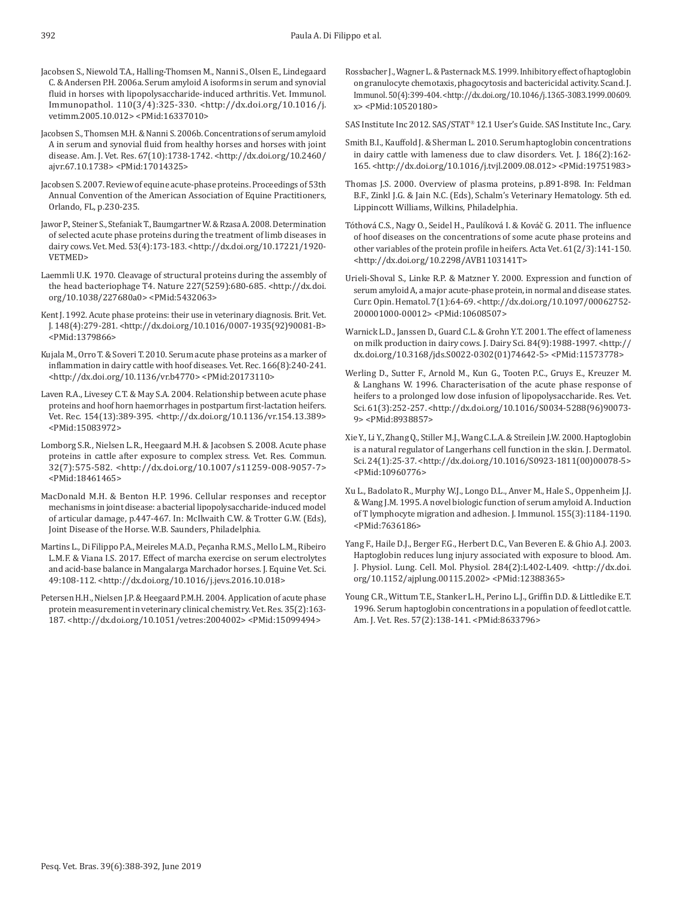Jacobsen S., Niewold T.A., Halling-Thomsen M., Nanni S., Olsen E., Lindegaard C. & Andersen P.H. 2006a. Serum amyloid A isoforms in serum and synovial fluid in horses with lipopolysaccharide-induced arthritis. Vet. Immunol. Immunopathol. 110(3/4):325-330. <http://dx.doi.org/10.1016/j.vetimm.2005.10.012> <PMid:16337010>

Jacobsen S., Thomsen M.H. & Nanni S. 2006b. Concentrations of serum amyloid A in serum and synovial fluid from healthy horses and horses with joint disease. Am. J. Vet. Res. 67(10):1738-1742. <http://dx.doi.org/10.2460/ajvr.67.10.1738> <PMid:17014325>

Jacobsen S. 2007. Review of equine acute-phase proteins. Proceedings of 53th Annual Convention of the American Association of Equine Practitioners, Orlando, FL, p.230-235.

Jawor P., Steiner S., Stefaniak T., Baumgartner W. & Rzasa A. 2008. Determination of selected acute phase proteins during the treatment of limb diseases in dairy cows. Vet. Med. 53(4):173-183. <http://dx.doi.org/10.17221/1920-VETMED>

Laemmli U.K. 1970. Cleavage of structural proteins during the assembly of the head bacteriophage T4. Nature 227(5259):680-685. <http://dx.doi.org/10.1038/227680a0> <PMid:5432063>

Kent J. 1992. Acute phase proteins: their use in veterinary diagnosis. Brit. Vet. J. 148(4):279-281. <http://dx.doi.org/10.1016/0007-1935(92)90081-B> <PMid:1379866>

Kujala M., Orro T. & Soveri T. 2010. Serum acute phase proteins as a marker of inflammation in dairy cattle with hoof diseases. Vet. Rec. 166(8):240-241. <http://dx.doi.org/10.1136/vr.b4770> <PMid:20173110>

Laven R.A., Livesey C.T. & May S.A. 2004. Relationship between acute phase proteins and hoof horn haemorrhages in postpartum first-lactation heifers. Vet. Rec. 154(13):389-395. <http://dx.doi.org/10.1136/vr.154.13.389> <PMid:15083972>

Lomborg S.R., Nielsen L.R., Heegaard M.H. & Jacobsen S. 2008. Acute phase proteins in cattle after exposure to complex stress. Vet. Res. Commun. 32(7):575-582. <http://dx.doi.org/10.1007/s11259-008-9057-7> <PMid:18461465>

MacDonald M.H. & Benton H.P. 1996. Cellular responses and receptor mechanisms in joint disease: a bacterial lipopolysaccharide-induced model of articular damage, p.447-467. In: McIlwaith C.W. & Trotter G.W. (Eds), Joint Disease of the Horse. W.B. Saunders, Philadelphia.

Martins L., Di Filippo P.A., Meireles M.A.D., Peçanha R.M.S., Mello L.M., Ribeiro L.M.F. & Viana I.S. 2017. Effect of marcha exercise on serum electrolytes and acid-base balance in Mangalarga Marchador horses. J. Equine Vet. Sci. 49:108-112. <http://dx.doi.org/10.1016/j.jevs.2016.10.018>

Petersen H.H., Nielsen J.P. & Heegaard P.M.H. 2004. Application of acute phase protein measurement in veterinary clinical chemistry. Vet. Res. 35(2):163-187. <http://dx.doi.org/10.1051/vetres:2004002> <PMid:15099494>

Rossbacher J., Wagner L. & Pasternack M.S. 1999. Inhibitory effect of haptoglobin on granulocyte chemotaxis, phagocytosis and bactericidal activity. Scand. J. Immunol. 50(4):399-404. <http://dx.doi.org/10.1046/j.1365-3083.1999.00609.x> <PMid:10520180>

SAS Institute Inc 2012. SAS/STAT® 12.1 User's Guide. SAS Institute Inc., Cary.

Smith B.I., Kauffold J. & Sherman L. 2010. Serum haptoglobin concentrations in dairy cattle with lameness due to claw disorders. Vet. J. 186(2):162-165. <http://dx.doi.org/10.1016/j.tvjl.2009.08.012> <PMid:19751983>

Thomas J.S. 2000. Overview of plasma proteins, p.891-898. In: Feldman B.F., Zinkl J.G. & Jain N.C. (Eds), Schalm's Veterinary Hematology. 5th ed. Lippincott Williams, Wilkins, Philadelphia.

Tóthová C.S., Nagy O., Seidel H., Paulíková I. & Kováč G. 2011. The influence of hoof diseases on the concentrations of some acute phase proteins and other variables of the protein profile in heifers. Acta Vet. 61(2/3):141-150. <http://dx.doi.org/10.2298/AVB1103141T>

Urieli-Shoval S., Linke R.P. & Matzner Y. 2000. Expression and function of serum amyloid A, a major acute-phase protein, in normal and disease states. Curr. Opin. Hematol. 7(1):64-69. <http://dx.doi.org/10.1097/00062752-200001000-00012> <PMid:10608507>

Warnick L.D., Janssen D., Guard C.L. & Grohn Y.T. 2001. The effect of lameness on milk production in dairy cows. J. Dairy Sci. 84(9):1988-1997. <http://dx.doi.org/10.3168/jds.S0022-0302(01)74642-5> <PMid:11573778>

Werling D., Sutter F., Arnold M., Kun G., Tooten P.C., Gruys E., Kreuzer M. & Langhans W. 1996. Characterisation of the acute phase response of heifers to a prolonged low dose infusion of lipopolysaccharide. Res. Vet. Sci. 61(3):252-257. <http://dx.doi.org/10.1016/S0034-5288(96)90073-9> <PMid:8938857>

Xie Y., Li Y., Zhang Q., Stiller M.J., Wang C.L.A. & Streilein J.W. 2000. Haptoglobin is a natural regulator of Langerhans cell function in the skin. J. Dermatol. Sci. 24(1):25-37. <http://dx.doi.org/10.1016/S0923-1811(00)00078-5> <PMid:10960776>

Xu L., Badolato R., Murphy W.J., Longo D.L., Anver M., Hale S., Oppenheim J.J. & Wang J.M. 1995. A novel biologic function of serum amyloid A. Induction of T lymphocyte migration and adhesion. J. Immunol. 155(3):1184-1190. <PMid:7636186>

Yang F., Haile D.J., Berger F.G., Herbert D.C., Van Beveren E. & Ghio A.J. 2003. Haptoglobin reduces lung injury associated with exposure to blood. Am. J. Physiol. Lung. Cell. Mol. Physiol. 284(2):L402-L409. <http://dx.doi.org/10.1152/ajplung.00115.2002> <PMid:12388365>

Young C.R., Wittum T.E., Stanker L.H., Perino L.J., Griffin D.D. & Littledike E.T. 1996. Serum haptoglobin concentrations in a population of feedlot cattle. Am. J. Vet. Res. 57(2):138-141. <PMid:8633796>